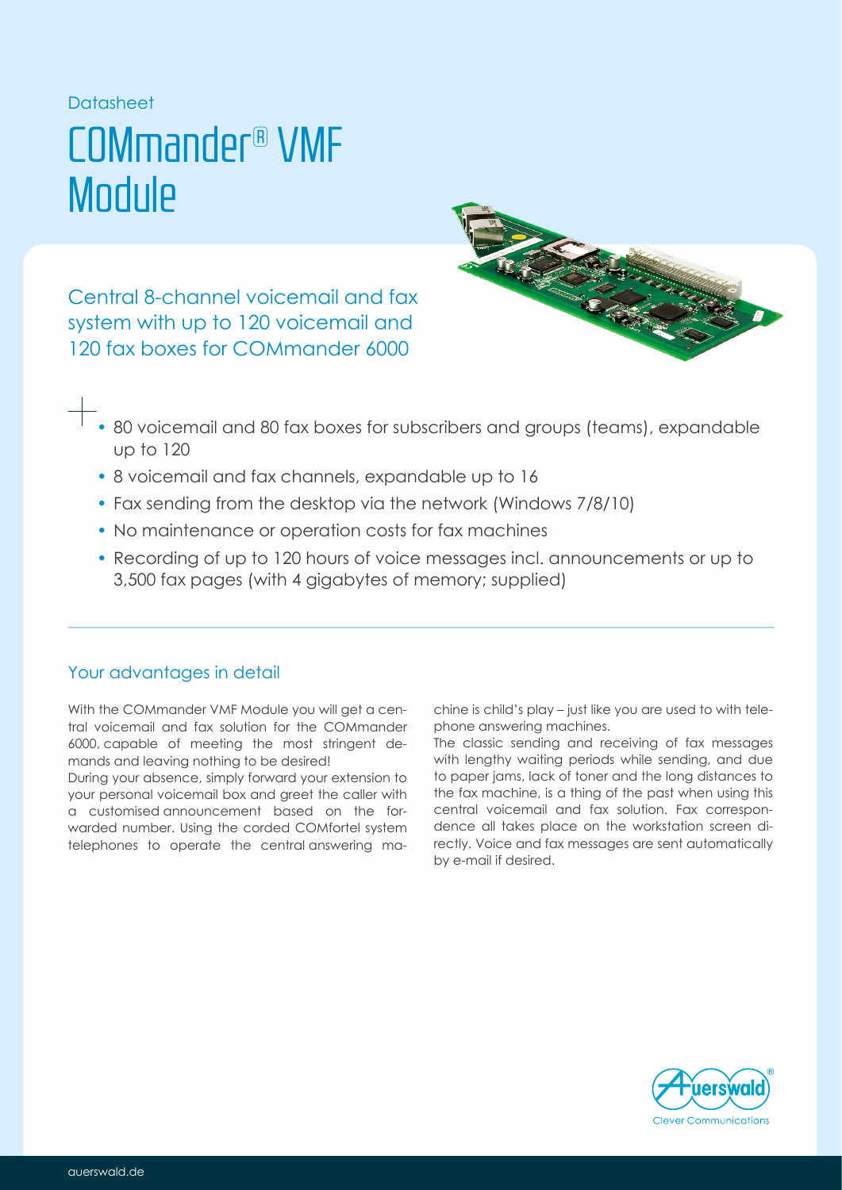Datasheet

# COMmander® VMF Module

## Central 8-channel voicemail and fax system with up to 120 voicemail and 120 fax boxes for COMmander 6000

- 80 voicemail and 80 fax boxes for subscribers and groups (teams), expandable up to 120
- 8 voicemail and fax channels, expandable up to 16
- Fax sending from the desktop via the network (Windows 7/8/10)
- No maintenance or operation costs for fax machines
- Recording of up to 120 hours of voice messages incl. announcements or up to 3,500 fax pages (with 4 gigabytes of memory; supplied)

### Your advantages in detail

With the COMmander VMF Module you will get a central voicemail and fax solution for the COMmander 6000, capable of meeting the most stringent demands and leaving nothing to be desired!

During your absence, simply forward your extension to your personal voicemail box and greet the caller with a customised announcement based on the forwarded number. Using the corded COMfortel system telephones to operate the central answering machine is child's play – just like you are used to with telephone answering machines.

The classic sending and receiving of fax messages with lengthy waiting periods while sending, and due to paper jams, lack of toner and the long distances to the fax machine, is a thing of the past when using this central voicemail and fax solution. Fax correspondence all takes place on the workstation screen directly. Voice and fax messages are sent automatically by e-mail if desired.

auerswald.de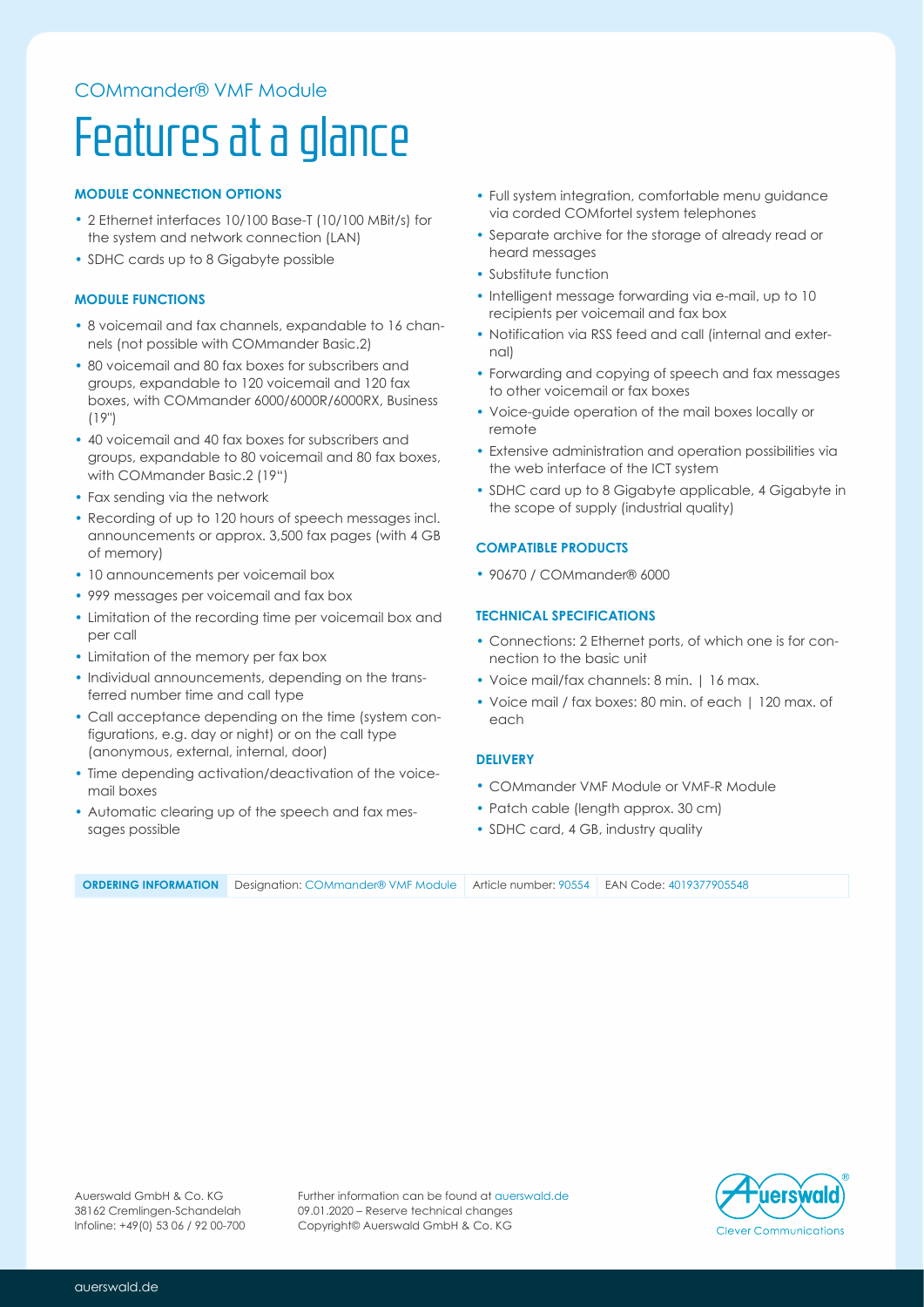COMmander® VMF Module

# Features at a glance

### MODULE CONNECTION OPTIONS

- 2 Ethernet interfaces 10/100 Base-T (10/100 MBit/s) for the system and network connection (LAN)
- SDHC cards up to 8 Gigabyte possible

### MODULE FUNCTIONS

- 8 voicemail and fax channels, expandable to 16 channels (not possible with COMmander Basic.2)
- 80 voicemail and 80 fax boxes for subscribers and groups, expandable to 120 voicemail and 120 fax boxes, with COMmander 6000/6000R/6000RX, Business (19")
- 40 voicemail and 40 fax boxes for subscribers and groups, expandable to 80 voicemail and 80 fax boxes, with COMmander Basic.2 (19")
- Fax sending via the network
- Recording of up to 120 hours of speech messages incl. announcements or approx. 3,500 fax pages (with 4 GB of memory)
- 10 announcements per voicemail box
- 999 messages per voicemail and fax box
- Limitation of the recording time per voicemail box and per call
- Limitation of the memory per fax box
- Individual announcements, depending on the transferred number time and call type
- Call acceptance depending on the time (system configurations, e.g. day or night) or on the call type (anonymous, external, internal, door)
- Time depending activation/deactivation of the voicemail boxes
- Automatic clearing up of the speech and fax messages possible
- Full system integration, comfortable menu guidance via corded COMfortel system telephones
- Separate archive for the storage of already read or heard messages
- Substitute function
- Intelligent message forwarding via e-mail, up to 10 recipients per voicemail and fax box
- Notification via RSS feed and call (internal and external)
- Forwarding and copying of speech and fax messages to other voicemail or fax boxes
- Voice-guide operation of the mail boxes locally or remote
- Extensive administration and operation possibilities via the web interface of the ICT system
- SDHC card up to 8 Gigabyte applicable, 4 Gigabyte in the scope of supply (industrial quality)

### COMPATIBLE PRODUCTS

- 90670 / COMmander® 6000

### TECHNICAL SPECIFICATIONS

- Connections: 2 Ethernet ports, of which one is for connection to the basic unit
- Voice mail/fax channels: 8 min. | 16 max.
- Voice mail / fax boxes: 80 min. of each | 120 max. of each

### DELIVERY

- COMmander VMF Module or VMF-R Module
- Patch cable (length approx. 30 cm)
- SDHC card, 4 GB, industry quality

| | | | |
|---|---|---|---|
| **ORDERING INFORMATION** | Designation: COMmander® VMF Module | Article number: 90554 | EAN Code: 4019377905548 |

Auerswald GmbH & Co. KG
38162 Cremlingen-Schandelah
Infoline: +49(0) 53 06 / 92 00-700

Further information can be found at auerswald.de
09.01.2020 – Reserve technical changes
Copyright© Auerswald GmbH & Co. KG

Auerswald® Clever Communications